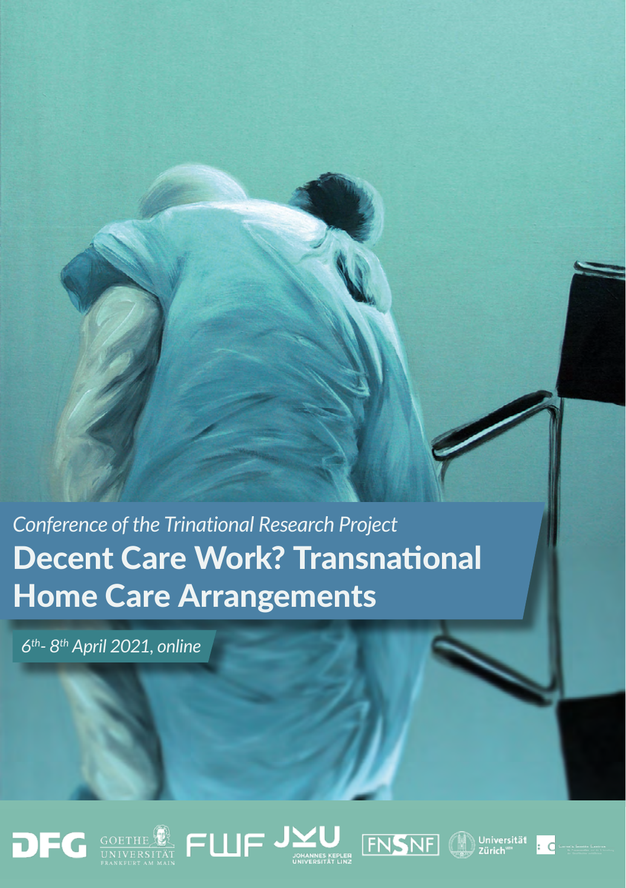*Conference of the Trinational Research Project*

# Decent Care Work? Transnational Home Care Arrangements

*6th- 8th April 2021, online*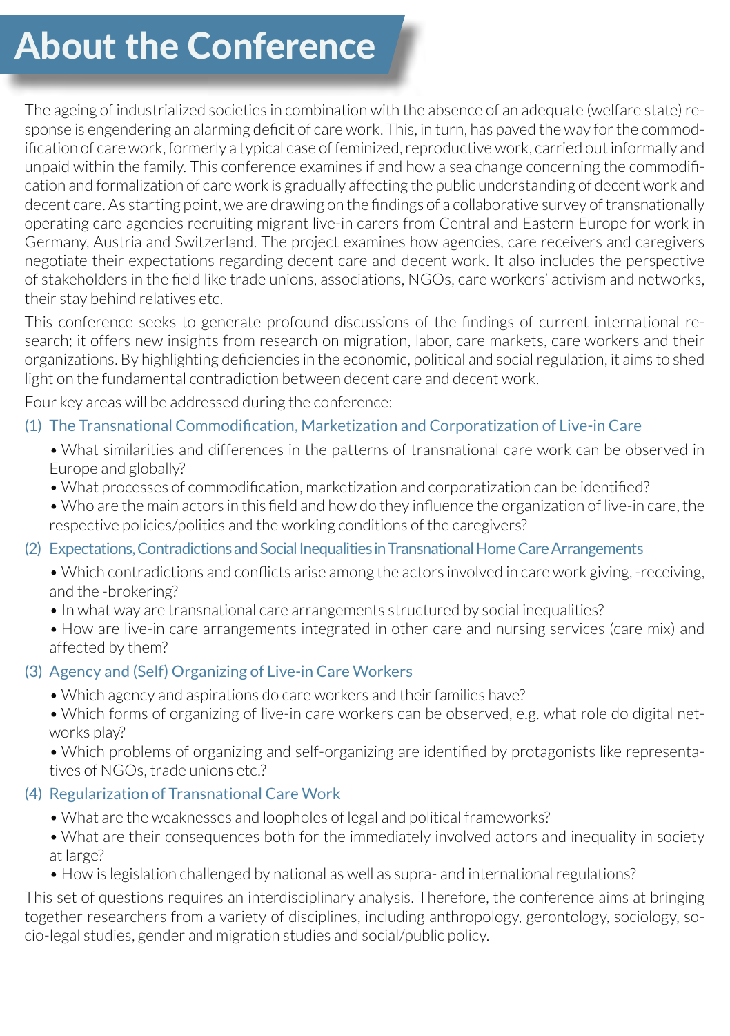# About the Conference

The ageing of industrialized societies in combination with the absence of an adequate (welfare state) response is engendering an alarming deficit of care work. This, in turn, has paved the way for the commodification of care work, formerly a typical case of feminized, reproductive work, carried out informally and unpaid within the family. This conference examines if and how a sea change concerning the commodification and formalization of care work is gradually affecting the public understanding of decent work and decent care. As starting point, we are drawing on the findings of a collaborative survey of transnationally operating care agencies recruiting migrant live-in carers from Central and Eastern Europe for work in Germany, Austria and Switzerland. The project examines how agencies, care receivers and caregivers negotiate their expectations regarding decent care and decent work. It also includes the perspective of stakeholders in the field like trade unions, associations, NGOs, care workers' activism and networks, their stay behind relatives etc.

This conference seeks to generate profound discussions of the findings of current international research; it offers new insights from research on migration, labor, care markets, care workers and their organizations. By highlighting deficiencies in the economic, political and social regulation, it aims to shed light on the fundamental contradiction between decent care and decent work.

Four key areas will be addressed during the conference:

(1) The Transnational Commodification, Marketization and Corporatization of Live-in Care

- What similarities and differences in the patterns of transnational care work can be observed in Europe and globally?
- What processes of commodification, marketization and corporatization can be identified?
- Who are the main actors in this field and how do they influence the organization of live-in care, the respective policies/politics and the working conditions of the caregivers?

(2) Expectations, Contradictions and Social Inequalities in Transnational Home Care Arrangements

- Which contradictions and conflicts arise among the actors involved in care work giving, -receiving, and the -brokering?
- In what way are transnational care arrangements structured by social inequalities?
- How are live-in care arrangements integrated in other care and nursing services (care mix) and affected by them?

(3) Agency and (Self) Organizing of Live-in Care Workers

- Which agency and aspirations do care workers and their families have?
- Which forms of organizing of live-in care workers can be observed, e.g. what role do digital networks play?
- Which problems of organizing and self-organizing are identified by protagonists like representatives of NGOs, trade unions etc.?

(4) Regularization of Transnational Care Work

- What are the weaknesses and loopholes of legal and political frameworks?
- What are their consequences both for the immediately involved actors and inequality in society at large?
- How is legislation challenged by national as well as supra- and international regulations?

This set of questions requires an interdisciplinary analysis. Therefore, the conference aims at bringing together researchers from a variety of disciplines, including anthropology, gerontology, sociology, socio-legal studies, gender and migration studies and social/public policy.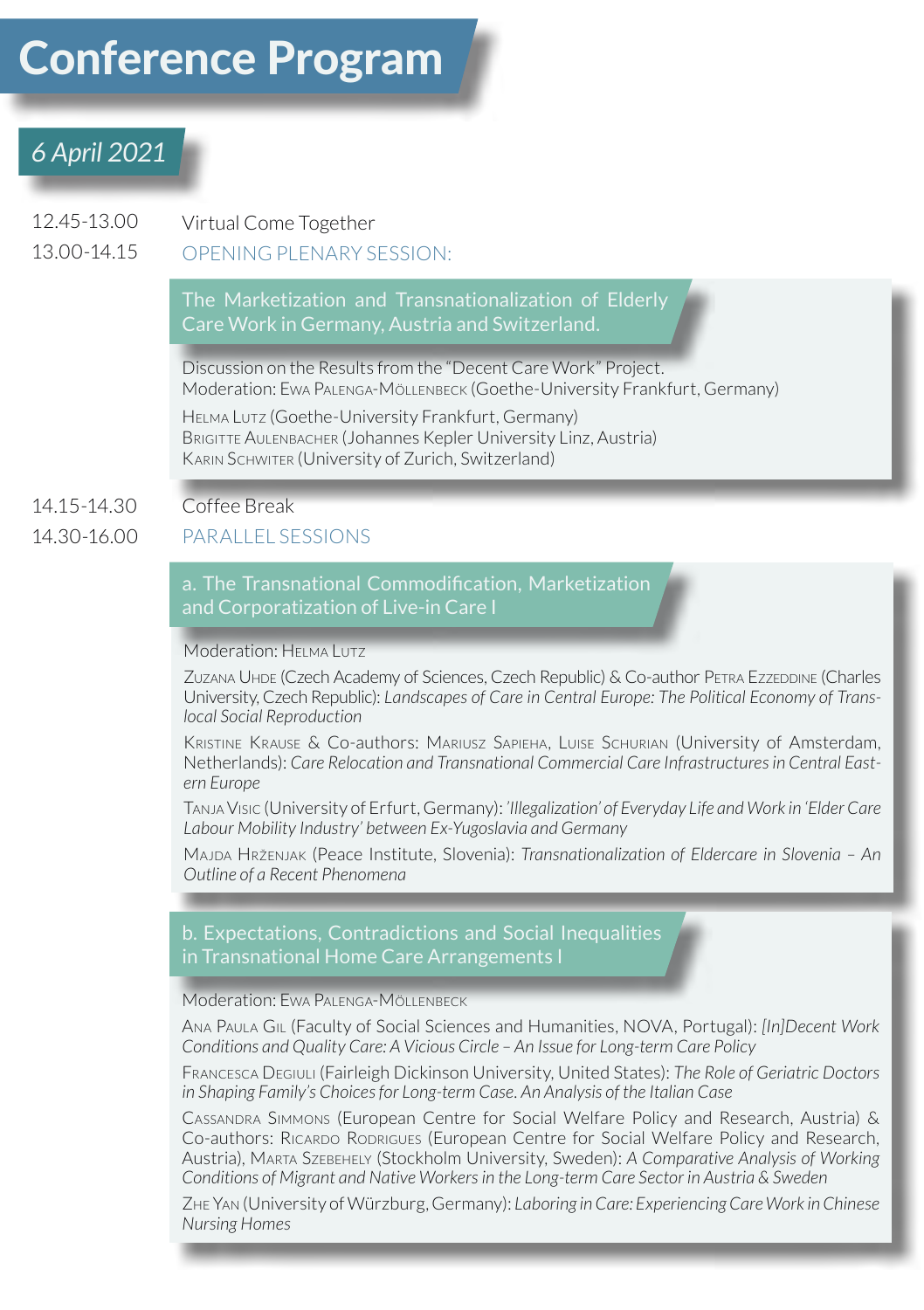# Conference Program

## 6 April 2021

12.45-13.00 Virtual Come Together

13.00-14.15 OPENING PLENARY SESSION:

### The Marketization and Transnationalization of Elderly Care Work in Germany, Austria and Switzerland.

Discussion on the Results from the "Decent Care Work" Project.
Moderation: Ewa Palenga-Möllenbeck (Goethe-University Frankfurt, Germany)

Helma Lutz (Goethe-University Frankfurt, Germany)
Brigitte Aulenbacher (Johannes Kepler University Linz, Austria)
Karin Schwiter (University of Zurich, Switzerland)

14.15-14.30 Coffee Break

14.30-16.00 PARALLEL SESSIONS

### a. The Transnational Commodification, Marketization and Corporatization of Live-in Care I

Moderation: Helma Lutz

Zuzana Uhde (Czech Academy of Sciences, Czech Republic) & Co-author Petra Ezzeddine (Charles University, Czech Republic): *Landscapes of Care in Central Europe: The Political Economy of Trans-local Social Reproduction*

Kristine Krause & Co-authors: Mariusz Sapieha, Luise Schurian (University of Amsterdam, Netherlands): *Care Relocation and Transnational Commercial Care Infrastructures in Central Eastern Europe*

Tanja Visic (University of Erfurt, Germany): *'Illegalization' of Everyday Life and Work in 'Elder Care Labour Mobility Industry' between Ex-Yugoslavia and Germany*

Majda Hrženjak (Peace Institute, Slovenia): *Transnationalization of Eldercare in Slovenia – An Outline of a Recent Phenomena*

### b. Expectations, Contradictions and Social Inequalities in Transnational Home Care Arrangements I

Moderation: Ewa Palenga-Möllenbeck

Ana Paula Gil (Faculty of Social Sciences and Humanities, NOVA, Portugal): *[In]Decent Work Conditions and Quality Care: A Vicious Circle – An Issue for Long-term Care Policy*

Francesca Degiuli (Fairleigh Dickinson University, United States): *The Role of Geriatric Doctors in Shaping Family's Choices for Long-term Case. An Analysis of the Italian Case*

Cassandra Simmons (European Centre for Social Welfare Policy and Research, Austria) & Co-authors: Ricardo Rodrigues (European Centre for Social Welfare Policy and Research, Austria), Marta Szebehely (Stockholm University, Sweden): *A Comparative Analysis of Working Conditions of Migrant and Native Workers in the Long-term Care Sector in Austria & Sweden*

Zhe Yan (University of Würzburg, Germany): *Laboring in Care: Experiencing Care Work in Chinese Nursing Homes*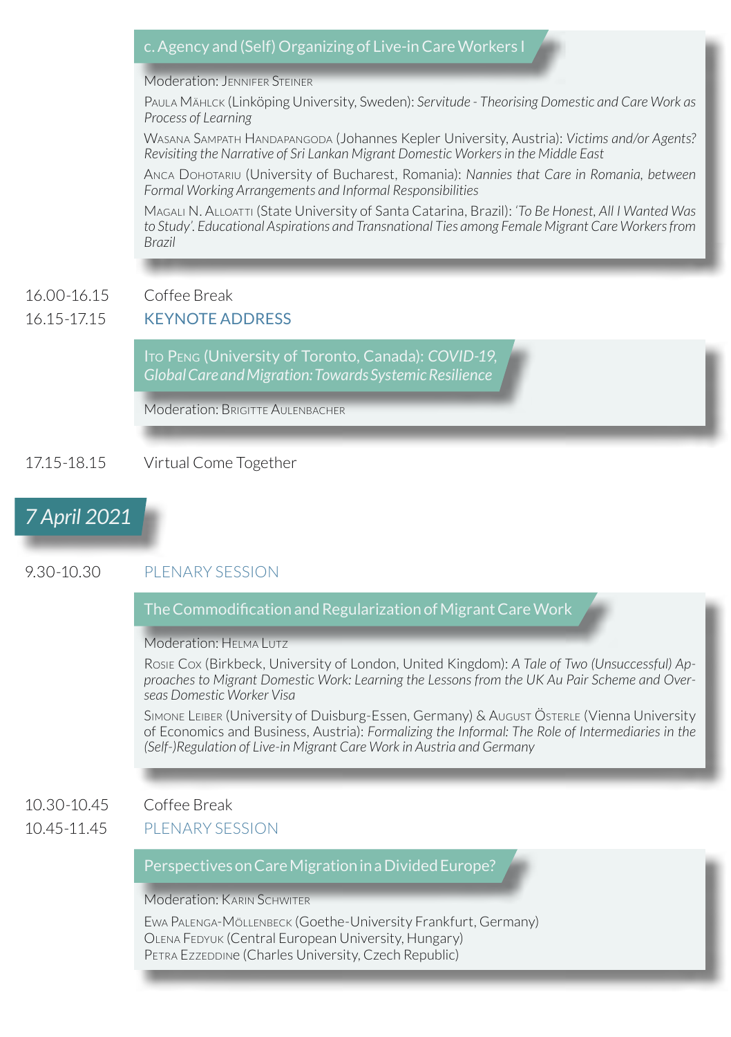### c. Agency and (Self) Organizing of Live-in Care Workers I

Moderation: Jennifer Steiner

Paula Mählck (Linköping University, Sweden): *Servitude - Theorising Domestic and Care Work as Process of Learning*

Wasana Sampath Handapangoda (Johannes Kepler University, Austria): *Victims and/or Agents? Revisiting the Narrative of Sri Lankan Migrant Domestic Workers in the Middle East*

Anca Dohotariu (University of Bucharest, Romania): *Nannies that Care in Romania, between Formal Working Arrangements and Informal Responsibilities*

Magali N. Alloatti (State University of Santa Catarina, Brazil): *'To Be Honest, All I Wanted Was to Study'. Educational Aspirations and Transnational Ties among Female Migrant Care Workers from Brazil*

16.00-16.15 Coffee Break

16.15-17.15 KEYNOTE ADDRESS

### Ito Peng (University of Toronto, Canada): *COVID-19, Global Care and Migration: Towards Systemic Resilience*

Moderation: Brigitte Aulenbacher

17.15-18.15 Virtual Come Together

## *7 April 2021*

9.30-10.30 PLENARY SESSION

### The Commodification and Regularization of Migrant Care Work

Moderation: Helma Lutz

Rosie Cox (Birkbeck, University of London, United Kingdom): *A Tale of Two (Unsuccessful) Approaches to Migrant Domestic Work: Learning the Lessons from the UK Au Pair Scheme and Overseas Domestic Worker Visa*

Simone Leiber (University of Duisburg-Essen, Germany) & August Österle (Vienna University of Economics and Business, Austria): *Formalizing the Informal: The Role of Intermediaries in the (Self-)Regulation of Live-in Migrant Care Work in Austria and Germany*

10.30-10.45 Coffee Break

10.45-11.45 PLENARY SESSION

### Perspectives on Care Migration in a Divided Europe?

Moderation: Karin Schwiter

Ewa Palenga-Möllenbeck (Goethe-University Frankfurt, Germany)
Olena Fedyuk (Central European University, Hungary)
Petra Ezzeddine (Charles University, Czech Republic)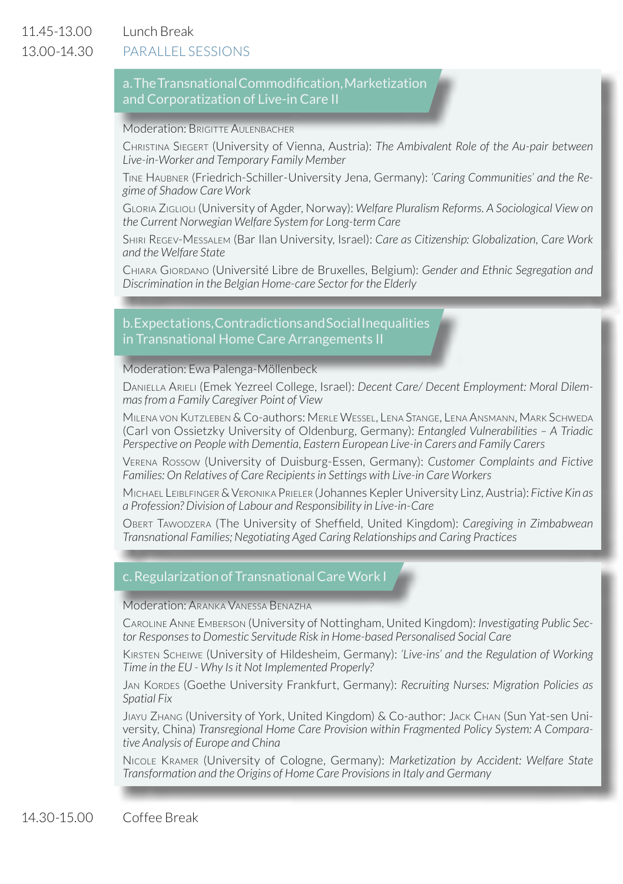11.45-13.00 Lunch Break

13.00-14.30 PARALLEL SESSIONS

### a. The Transnational Commodification, Marketization and Corporatization of Live-in Care II

Moderation: Brigitte Aulenbacher

Christina Siegert (University of Vienna, Austria): *The Ambivalent Role of the Au-pair between Live-in-Worker and Temporary Family Member*

Tine Haubner (Friedrich-Schiller-University Jena, Germany): *'Caring Communities' and the Regime of Shadow Care Work*

Gloria Ziglioli (University of Agder, Norway): *Welfare Pluralism Reforms. A Sociological View on the Current Norwegian Welfare System for Long-term Care*

Shiri Regev-Messalem (Bar Ilan University, Israel): *Care as Citizenship: Globalization, Care Work and the Welfare State*

Chiara Giordano (Université Libre de Bruxelles, Belgium): *Gender and Ethnic Segregation and Discrimination in the Belgian Home-care Sector for the Elderly*

### b. Expectations, Contradictions and Social Inequalities in Transnational Home Care Arrangements II

Moderation: Ewa Palenga-Möllenbeck

Daniella Arieli (Emek Yezreel College, Israel): *Decent Care/ Decent Employment: Moral Dilemmas from a Family Caregiver Point of View*

Milena von Kutzleben & Co-authors: Merle Wessel, Lena Stange, Lena Ansmann, Mark Schweda (Carl von Ossietzky University of Oldenburg, Germany): *Entangled Vulnerabilities – A Triadic Perspective on People with Dementia, Eastern European Live-in Carers and Family Carers*

Verena Rossow (University of Duisburg-Essen, Germany): *Customer Complaints and Fictive Families: On Relatives of Care Recipients in Settings with Live-in Care Workers*

Michael Leiblfinger & Veronika Prieler (Johannes Kepler University Linz, Austria): *Fictive Kin as a Profession? Division of Labour and Responsibility in Live-in-Care*

Obert Tawodzera (The University of Sheffield, United Kingdom): *Caregiving in Zimbabwean Transnational Families; Negotiating Aged Caring Relationships and Caring Practices*

### c. Regularization of Transnational Care Work I

Moderation: Aranka Vanessa Benazha

Caroline Anne Emberson (University of Nottingham, United Kingdom): *Investigating Public Sector Responses to Domestic Servitude Risk in Home-based Personalised Social Care*

Kirsten Scheiwe (University of Hildesheim, Germany): *'Live-ins' and the Regulation of Working Time in the EU - Why Is it Not Implemented Properly?*

Jan Kordes (Goethe University Frankfurt, Germany): *Recruiting Nurses: Migration Policies as Spatial Fix*

Jiayu Zhang (University of York, United Kingdom) & Co-author: Jack Chan (Sun Yat-sen University, China) *Transregional Home Care Provision within Fragmented Policy System: A Comparative Analysis of Europe and China*

Nicole Kramer (University of Cologne, Germany): *Marketization by Accident: Welfare State Transformation and the Origins of Home Care Provisions in Italy and Germany*

14.30-15.00 Coffee Break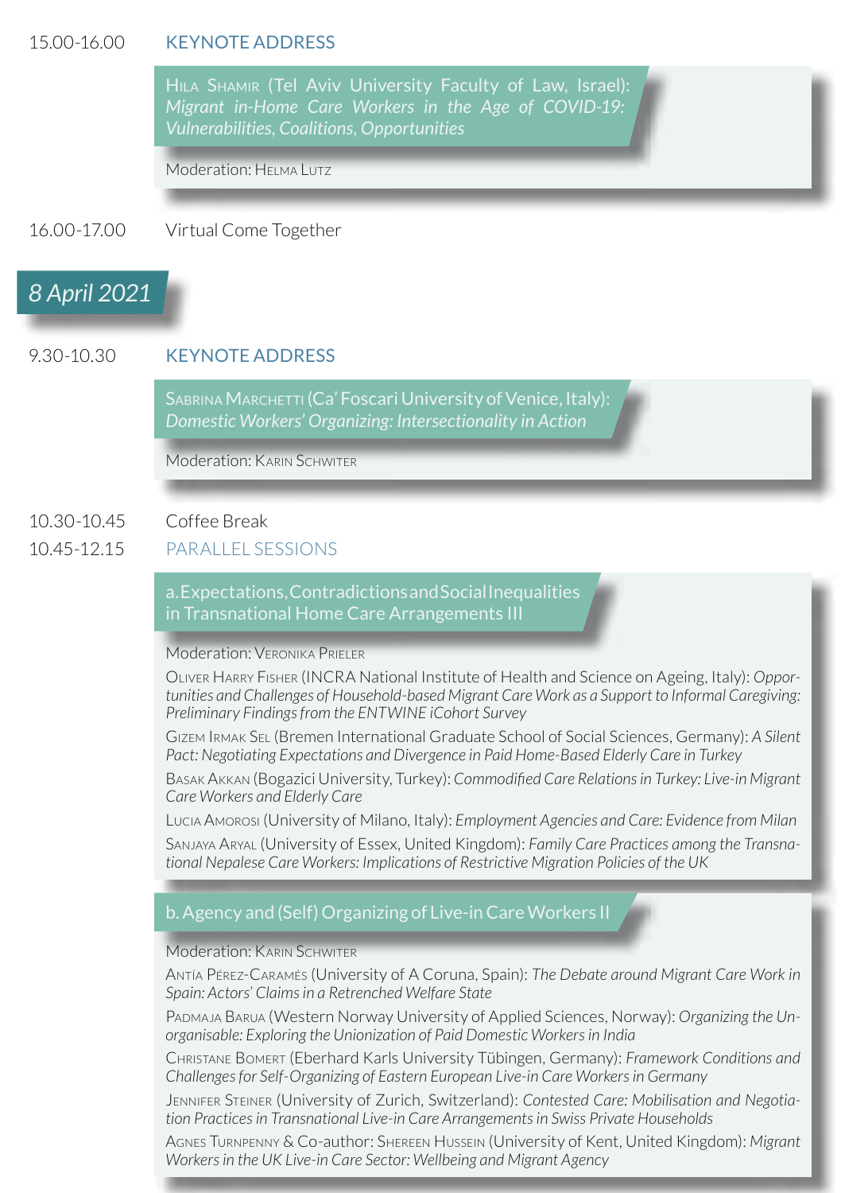15.00-16.00 **KEYNOTE ADDRESS**

Hila Shamir (Tel Aviv University Faculty of Law, Israel): *Migrant in-Home Care Workers in the Age of COVID-19: Vulnerabilities, Coalitions, Opportunities*

Moderation: Helma Lutz

16.00-17.00 Virtual Come Together

## 8 April 2021

9.30-10.30 **KEYNOTE ADDRESS**

Sabrina Marchetti (Ca' Foscari University of Venice, Italy): *Domestic Workers' Organizing: Intersectionality in Action*

Moderation: Karin Schwiter

10.30-10.45 Coffee Break

10.45-12.15 PARALLEL SESSIONS

### a. Expectations, Contradictions and Social Inequalities in Transnational Home Care Arrangements III

Moderation: Veronika Prieler

Oliver Harry Fisher (INCRA National Institute of Health and Science on Ageing, Italy): *Opportunities and Challenges of Household-based Migrant Care Work as a Support to Informal Caregiving: Preliminary Findings from the ENTWINE iCohort Survey*

Gizem Irmak Sel (Bremen International Graduate School of Social Sciences, Germany): *A Silent Pact: Negotiating Expectations and Divergence in Paid Home-Based Elderly Care in Turkey*

Basak Akkan (Bogazici University, Turkey): *Commodified Care Relations in Turkey: Live-in Migrant Care Workers and Elderly Care*

Lucia Amorosi (University of Milano, Italy): *Employment Agencies and Care: Evidence from Milan*

Sanjaya Aryal (University of Essex, United Kingdom): *Family Care Practices among the Transnational Nepalese Care Workers: Implications of Restrictive Migration Policies of the UK*

### b. Agency and (Self) Organizing of Live-in Care Workers II

Moderation: Karin Schwiter

Antía Pérez-Caramés (University of A Coruna, Spain): *The Debate around Migrant Care Work in Spain: Actors' Claims in a Retrenched Welfare State*

Padmaja Barua (Western Norway University of Applied Sciences, Norway): *Organizing the Unorganisable: Exploring the Unionization of Paid Domestic Workers in India*

Christane Bomert (Eberhard Karls University Tübingen, Germany): *Framework Conditions and Challenges for Self-Organizing of Eastern European Live-in Care Workers in Germany*

Jennifer Steiner (University of Zurich, Switzerland): *Contested Care: Mobilisation and Negotiation Practices in Transnational Live-in Care Arrangements in Swiss Private Households*

Agnes Turnpenny & Co-author: Shereen Hussein (University of Kent, United Kingdom): *Migrant Workers in the UK Live-in Care Sector: Wellbeing and Migrant Agency*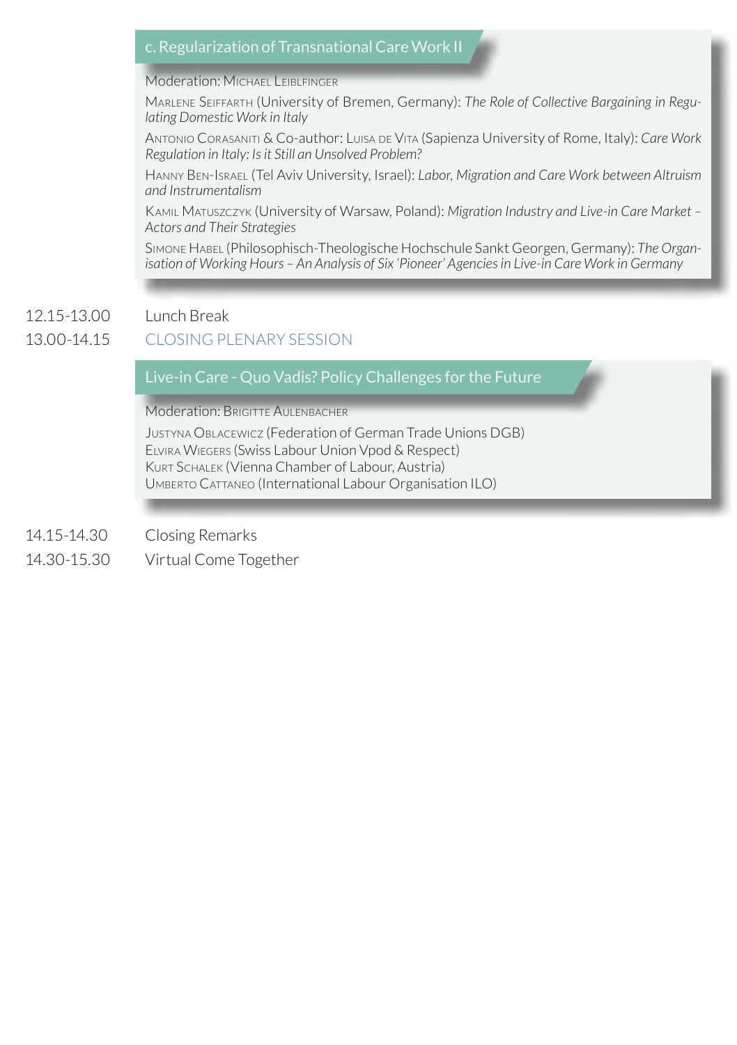### c. Regularization of Transnational Care Work II

Moderation: Michael Leiblfinger

Marlene Seiffarth (University of Bremen, Germany): *The Role of Collective Bargaining in Regulating Domestic Work in Italy*

Antonio Corasaniti & Co-author: Luisa de Vita (Sapienza University of Rome, Italy): *Care Work Regulation in Italy: Is it Still an Unsolved Problem?*

Hanny Ben-Israel (Tel Aviv University, Israel): *Labor, Migration and Care Work between Altruism and Instrumentalism*

Kamil Matuszczyk (University of Warsaw, Poland): *Migration Industry and Live-in Care Market – Actors and Their Strategies*

Simone Habel (Philosophisch-Theologische Hochschule Sankt Georgen, Germany): *The Organisation of Working Hours – An Analysis of Six 'Pioneer' Agencies in Live-in Care Work in Germany*

12.15-13.00 Lunch Break

13.00-14.15 CLOSING PLENARY SESSION

### Live-in Care - Quo Vadis? Policy Challenges for the Future

Moderation: Brigitte Aulenbacher

Justyna Oblacewicz (Federation of German Trade Unions DGB)
Elvira Wiegers (Swiss Labour Union Vpod & Respect)
Kurt Schalek (Vienna Chamber of Labour, Austria)
Umberto Cattaneo (International Labour Organisation ILO)

14.15-14.30 Closing Remarks

14.30-15.30 Virtual Come Together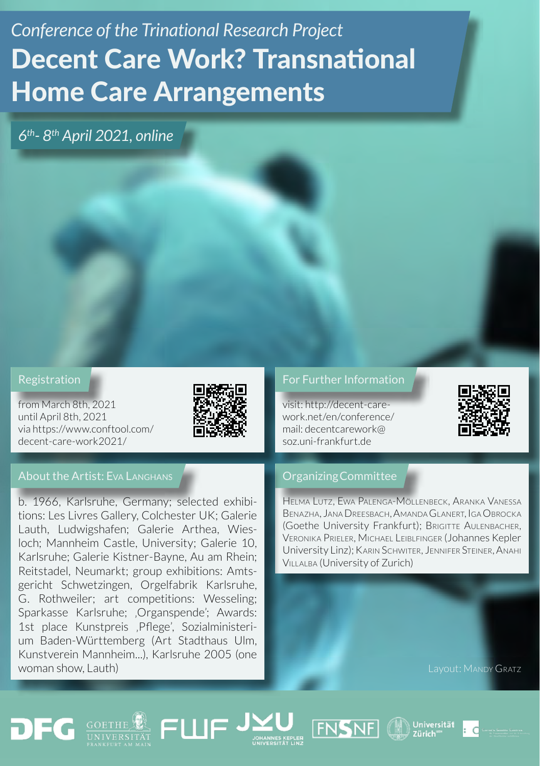*Conference of the Trinational Research Project*

# Decent Care Work? Transnational Home Care Arrangements

*6th- 8th April 2021, online*

## Registration

from March 8th, 2021
until April 8th, 2021
via https://www.conftool.com/decent-care-work2021/

## For Further Information

visit: http://decent-care-work.net/en/conference/
mail: decentcarework@soz.uni-frankfurt.de

## About the Artist: Eva Langhans

b. 1966, Karlsruhe, Germany; selected exhibitions: Les Livres Gallery, Colchester UK; Galerie Lauth, Ludwigshafen; Galerie Arthea, Wiesloch; Mannheim Castle, University; Galerie 10, Karlsruhe; Galerie Kistner-Bayne, Au am Rhein; Reitstadel, Neumarkt; group exhibitions: Amtsgericht Schwetzingen, Orgelfabrik Karlsruhe, G. Rothweiler; art competitions: Wesseling; Sparkasse Karlsruhe; ‚Organspende'; Awards: 1st place Kunstpreis ‚Pflege', Sozialministerium Baden-Württemberg (Art Stadthaus Ulm, Kunstverein Mannheim...), Karlsruhe 2005 (one woman show, Lauth)

## Organizing Committee

Helma Lutz, Ewa Palenga-Möllenbeck, Aranka Vanessa Benazha, Jana Dreesbach, Amanda Glanert, Iga Obrocka (Goethe University Frankfurt); Brigitte Aulenbacher, Veronika Prieler, Michael Leiblfinger (Johannes Kepler University Linz); Karin Schwiter, Jennifer Steiner, Anahi Villalba (University of Zurich)

Layout: Mandy Gratz

DFG | Goethe Universität Frankfurt am Main | FWF | JKU Johannes Kepler Universität Linz | FNSNF | Universität Zürich